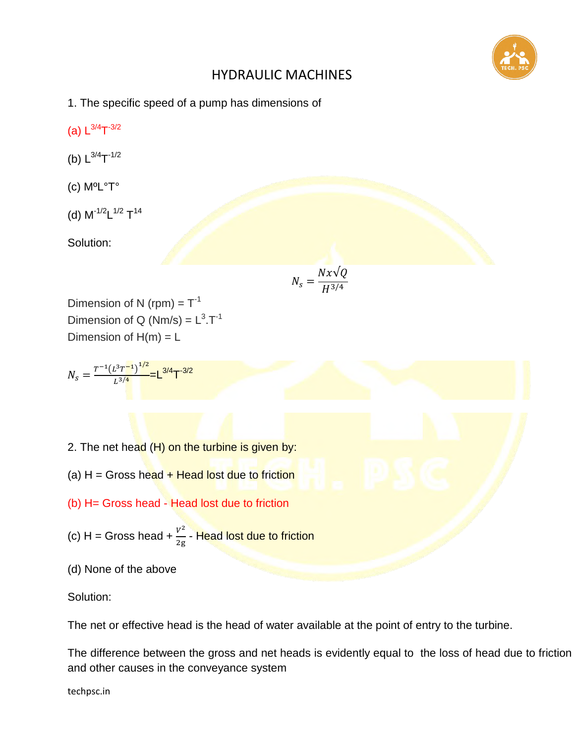# HYDRAULIC MACHINES

1. The specific speed of a pump has dimensions of

(a) $L^{3/4}T^{-3/2}$

(b) $L^{3/4}T^{-1/2}$

(c) $M^oL^\circ T^\circ$

(d) $M^{-1/2}L^{1/2}\ T^{14}$

Solution:

$$N_s = \frac{N x \sqrt{Q}}{H^{3/4}}$$

Dimension of N (rpm) = $T^{-1}$
Dimension of Q (Nm/s) = $L^3.T^{-1}$
Dimension of H(m) = L

$$N_s = \frac{T^{-1}(L^3T^{-1})^{1/2}}{L^{3/4}} = L^{3/4}T^{-3/2}$$

2. The net head (H) on the turbine is given by:

(a) H = Gross head + Head lost due to friction

(b) H= Gross head - Head lost due to friction

(c) H = Gross head + $\frac{V^2}{2g}$ - Head lost due to friction

(d) None of the above

Solution:

The net or effective head is the head of water available at the point of entry to the turbine.

The difference between the gross and net heads is evidently equal to the loss of head due to friction and other causes in the conveyance system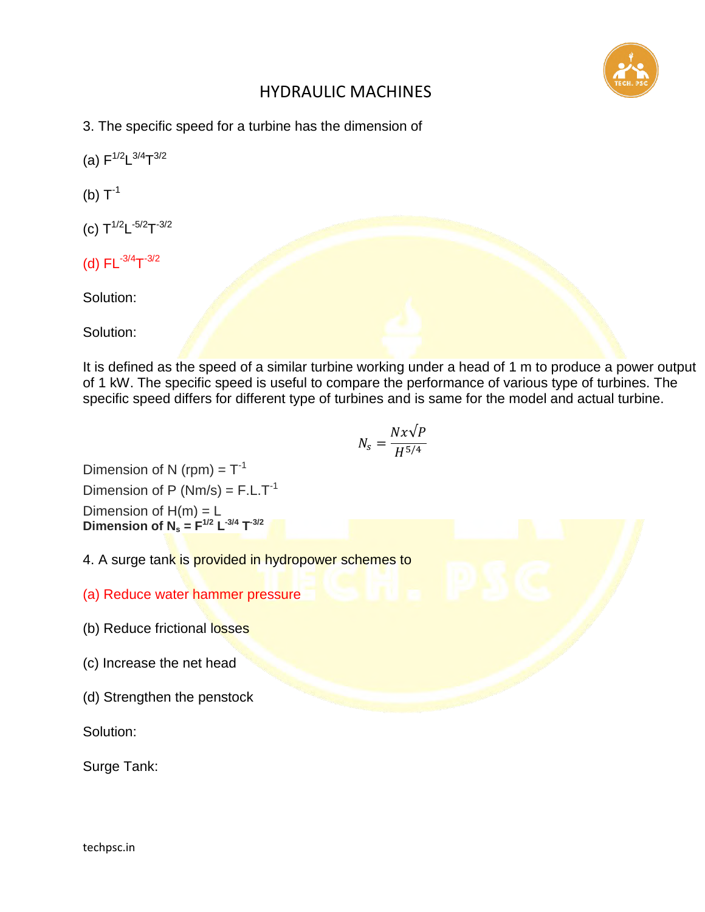# HYDRAULIC MACHINES

3. The specific speed for a turbine has the dimension of

(a) $F^{1/2}L^{3/4}T^{3/2}$

(b) $T^{-1}$

(c) $T^{1/2}L^{-5/2}T^{-3/2}$

(d) $FL^{-3/4}T^{-3/2}$

Solution:

Solution:

It is defined as the speed of a similar turbine working under a head of 1 m to produce a power output of 1 kW. The specific speed is useful to compare the performance of various type of turbines. The specific speed differs for different type of turbines and is same for the model and actual turbine.

$$N_s = \frac{N x \sqrt{P}}{H^{5/4}}$$

Dimension of N (rpm) = $T^{-1}$

Dimension of P (Nm/s) = $F.L.T^{-1}$

Dimension of H(m) = L

**Dimension of $N_s$ = $F^{1/2} L^{-3/4} T^{-3/2}$**

4. A surge tank is provided in hydropower schemes to

(a) Reduce water hammer pressure

(b) Reduce frictional losses

(c) Increase the net head

(d) Strengthen the penstock

Solution:

Surge Tank: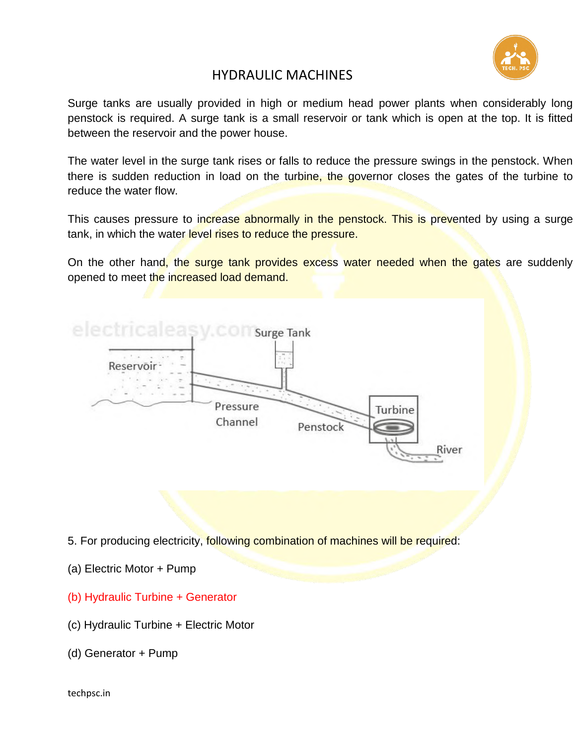# HYDRAULIC MACHINES

Surge tanks are usually provided in high or medium head power plants when considerably long penstock is required. A surge tank is a small reservoir or tank which is open at the top. It is fitted between the reservoir and the power house.

The water level in the surge tank rises or falls to reduce the pressure swings in the penstock. When there is sudden reduction in load on the turbine, the governor closes the gates of the turbine to reduce the water flow.

This causes pressure to increase abnormally in the penstock. This is prevented by using a surge tank, in which the water level rises to reduce the pressure.

On the other hand, the surge tank provides excess water needed when the gates are suddenly opened to meet the increased load demand.

5. For producing electricity, following combination of machines will be required:

(a) Electric Motor + Pump

(b) Hydraulic Turbine + Generator

(c) Hydraulic Turbine + Electric Motor

(d) Generator + Pump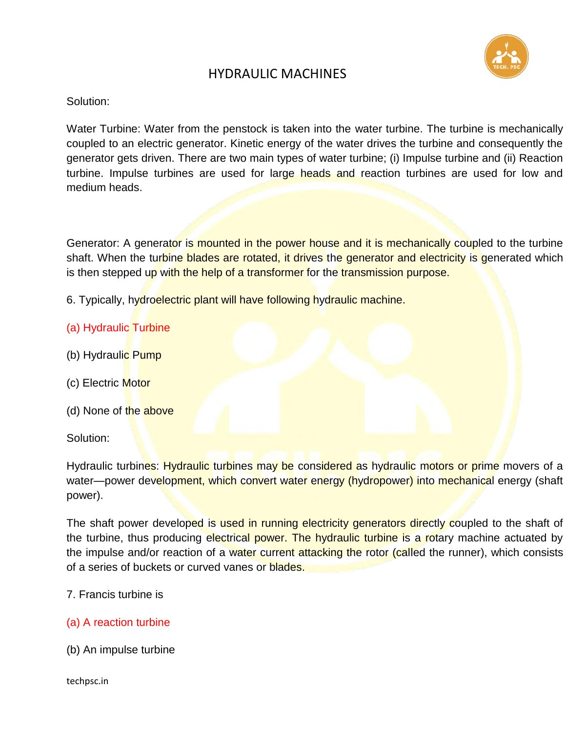Solution:

Water Turbine: Water from the penstock is taken into the water turbine. The turbine is mechanically coupled to an electric generator. Kinetic energy of the water drives the turbine and consequently the generator gets driven. There are two main types of water turbine; (i) Impulse turbine and (ii) Reaction turbine. Impulse turbines are used for large heads and reaction turbines are used for low and medium heads.

Generator: A generator is mounted in the power house and it is mechanically coupled to the turbine shaft. When the turbine blades are rotated, it drives the generator and electricity is generated which is then stepped up with the help of a transformer for the transmission purpose.

6. Typically, hydroelectric plant will have following hydraulic machine.

(a) Hydraulic Turbine

(b) Hydraulic Pump

(c) Electric Motor

(d) None of the above

Solution:

Hydraulic turbines: Hydraulic turbines may be considered as hydraulic motors or prime movers of a water—power development, which convert water energy (hydropower) into mechanical energy (shaft power).

The shaft power developed is used in running electricity generators directly coupled to the shaft of the turbine, thus producing electrical power. The hydraulic turbine is a rotary machine actuated by the impulse and/or reaction of a water current attacking the rotor (called the runner), which consists of a series of buckets or curved vanes or blades.

7. Francis turbine is

(a) A reaction turbine

(b) An impulse turbine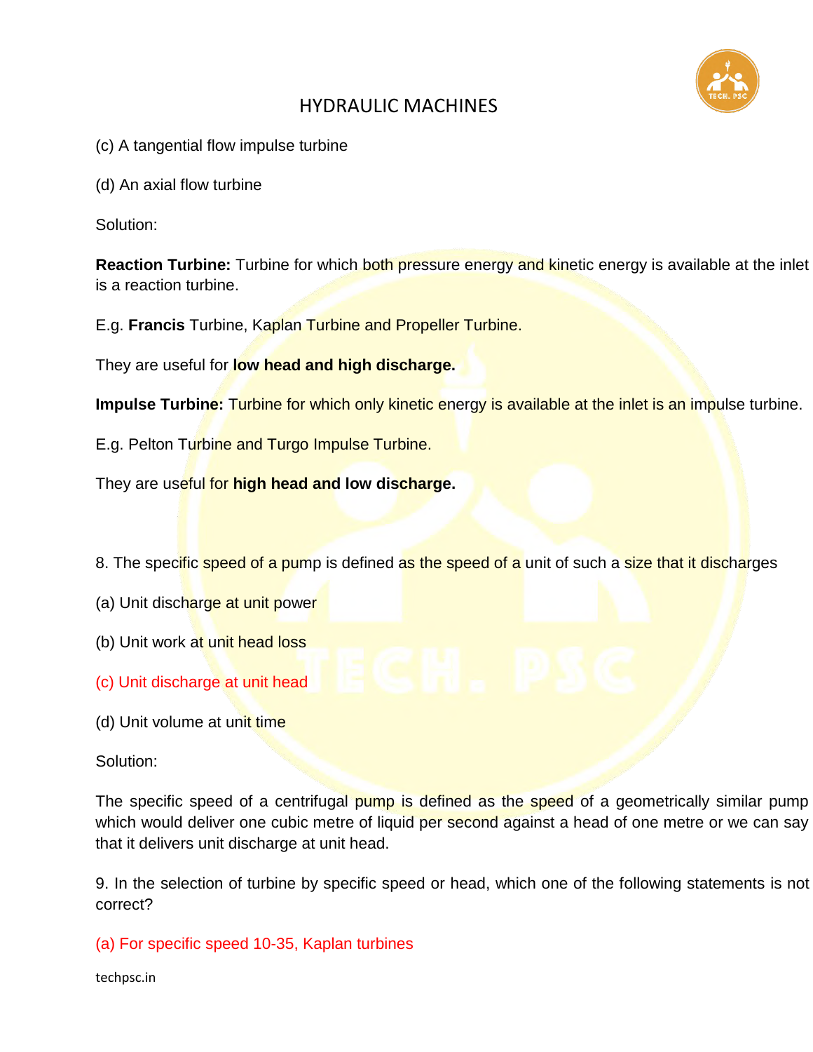(c) A tangential flow impulse turbine

(d) An axial flow turbine

Solution:

**Reaction Turbine:** Turbine for which both pressure energy and kinetic energy is available at the inlet is a reaction turbine.

E.g. **Francis** Turbine, Kaplan Turbine and Propeller Turbine.

They are useful for **low head and high discharge.**

**Impulse Turbine:** Turbine for which only kinetic energy is available at the inlet is an impulse turbine.

E.g. Pelton Turbine and Turgo Impulse Turbine.

They are useful for **high head and low discharge.**

8. The specific speed of a pump is defined as the speed of a unit of such a size that it discharges

(a) Unit discharge at unit power

(b) Unit work at unit head loss

(c) Unit discharge at unit head

(d) Unit volume at unit time

Solution:

The specific speed of a centrifugal pump is defined as the speed of a geometrically similar pump which would deliver one cubic metre of liquid per second against a head of one metre or we can say that it delivers unit discharge at unit head.

9. In the selection of turbine by specific speed or head, which one of the following statements is not correct?

(a) For specific speed 10-35, Kaplan turbines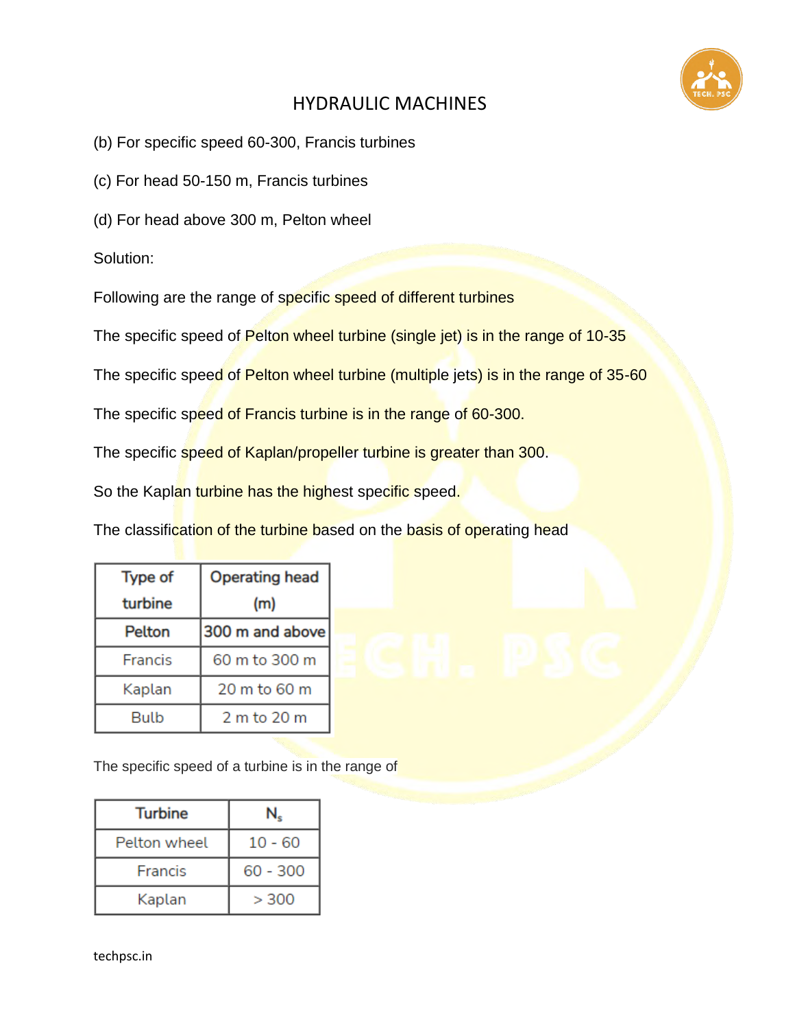(b) For specific speed 60-300, Francis turbines

(c) For head 50-150 m, Francis turbines

(d) For head above 300 m, Pelton wheel

Solution:

Following are the range of specific speed of different turbines

The specific speed of Pelton wheel turbine (single jet) is in the range of 10-35

The specific speed of Pelton wheel turbine (multiple jets) is in the range of 35-60

The specific speed of Francis turbine is in the range of 60-300.

The specific speed of Kaplan/propeller turbine is greater than 300.

So the Kaplan turbine has the highest specific speed.

The classification of the turbine based on the basis of operating head

| Type of turbine | Operating head (m) |
|---|---|
| **Pelton** | **300 m and above** |
| Francis | 60 m to 300 m |
| Kaplan | 20 m to 60 m |
| Bulb | 2 m to 20 m |

The specific speed of a turbine is in the range of

| Turbine | $N_s$ |
|---|---|
| Pelton wheel | 10 - 60 |
| Francis | 60 - 300 |
| Kaplan | > 300 |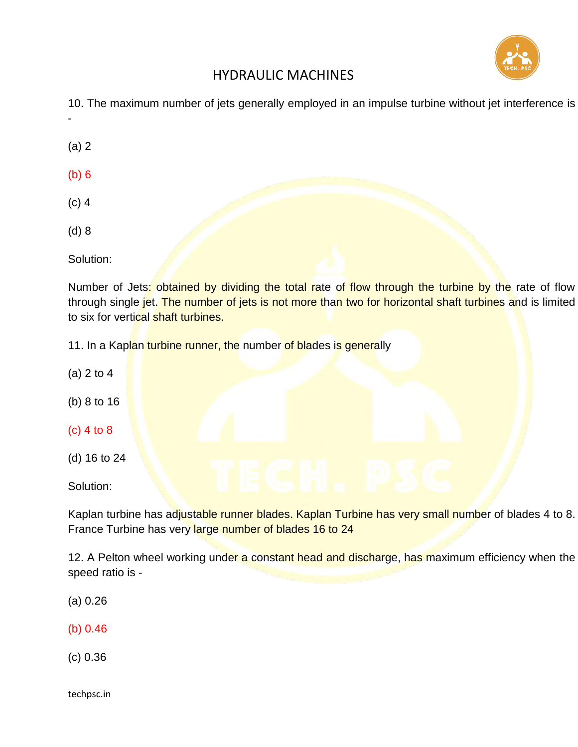# HYDRAULIC MACHINES

10. The maximum number of jets generally employed in an impulse turbine without jet interference is -

(a) 2

(b) 6

(c) 4

(d) 8

Solution:

Number of Jets: obtained by dividing the total rate of flow through the turbine by the rate of flow through single jet. The number of jets is not more than two for horizontal shaft turbines and is limited to six for vertical shaft turbines.

11. In a Kaplan turbine runner, the number of blades is generally

(a) 2 to 4

(b) 8 to 16

(c) 4 to 8

(d) 16 to 24

Solution:

Kaplan turbine has adjustable runner blades. Kaplan Turbine has very small number of blades 4 to 8. France Turbine has very large number of blades 16 to 24

12. A Pelton wheel working under a constant head and discharge, has maximum efficiency when the speed ratio is -

(a) 0.26

(b) 0.46

(c) 0.36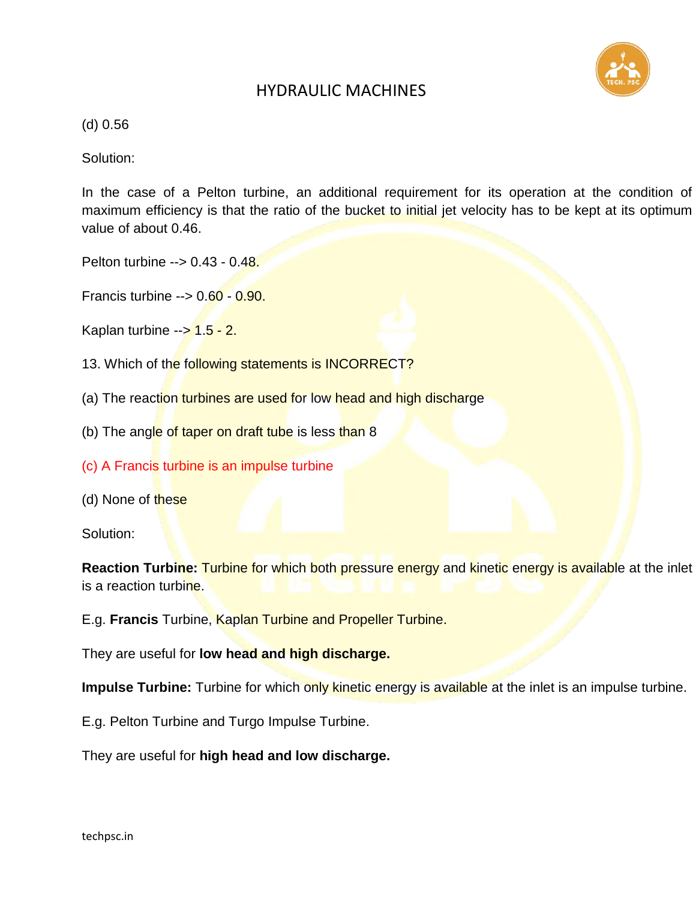(d) 0.56

Solution:

In the case of a Pelton turbine, an additional requirement for its operation at the condition of maximum efficiency is that the ratio of the bucket to initial jet velocity has to be kept at its optimum value of about 0.46.

Pelton turbine --> 0.43 - 0.48.

Francis turbine --> 0.60 - 0.90.

Kaplan turbine --> 1.5 - 2.

13. Which of the following statements is INCORRECT?

(a) The reaction turbines are used for low head and high discharge

(b) The angle of taper on draft tube is less than 8

(c) A Francis turbine is an impulse turbine

(d) None of these

Solution:

**Reaction Turbine:** Turbine for which both pressure energy and kinetic energy is available at the inlet is a reaction turbine.

E.g. **Francis** Turbine, Kaplan Turbine and Propeller Turbine.

They are useful for **low head and high discharge.**

**Impulse Turbine:** Turbine for which only kinetic energy is available at the inlet is an impulse turbine.

E.g. Pelton Turbine and Turgo Impulse Turbine.

They are useful for **high head and low discharge.**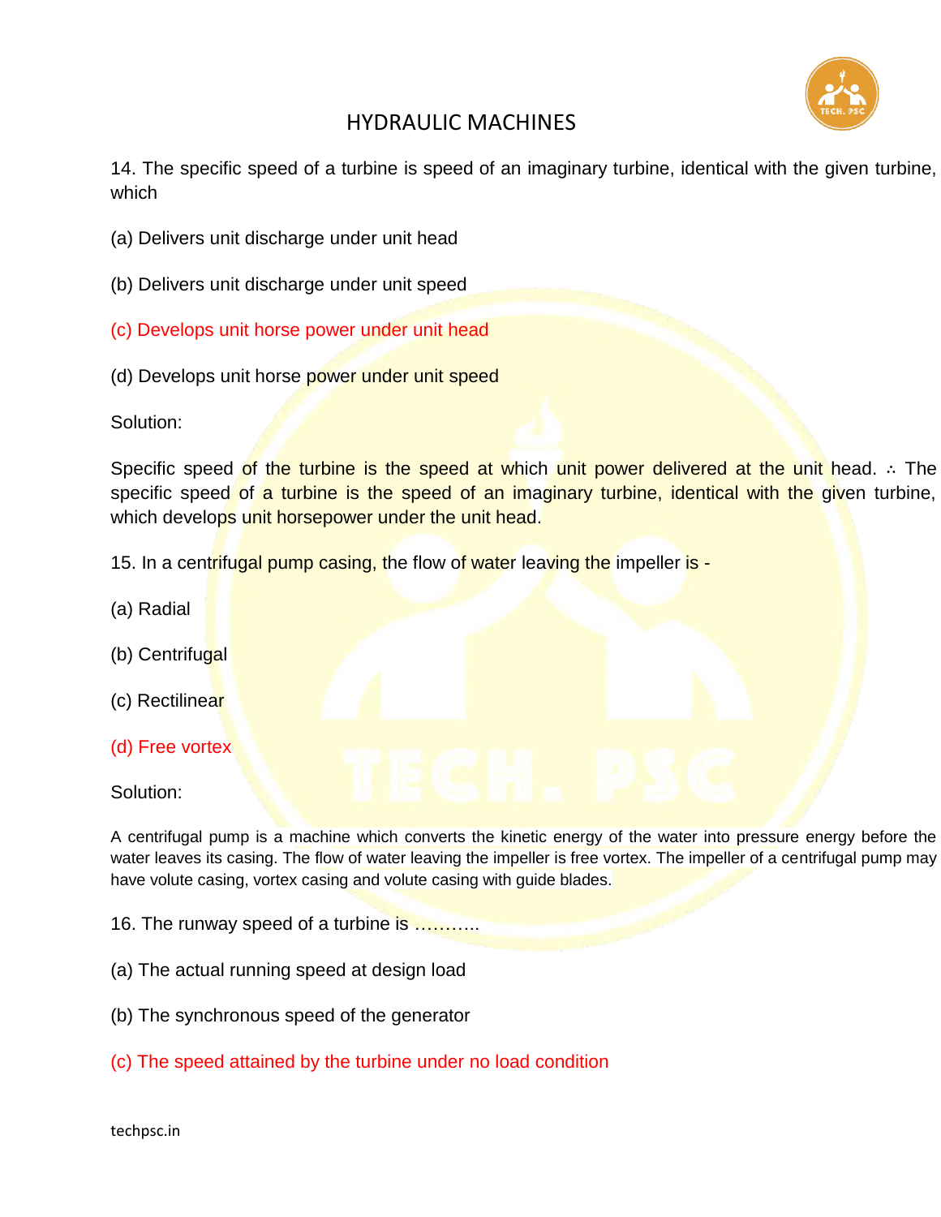# HYDRAULIC MACHINES

14. The specific speed of a turbine is speed of an imaginary turbine, identical with the given turbine, which

(a) Delivers unit discharge under unit head

(b) Delivers unit discharge under unit speed

(c) Develops unit horse power under unit head

(d) Develops unit horse power under unit speed

Solution:

Specific speed of the turbine is the speed at which unit power delivered at the unit head. ∴ The specific speed of a turbine is the speed of an imaginary turbine, identical with the given turbine, which develops unit horsepower under the unit head.

15. In a centrifugal pump casing, the flow of water leaving the impeller is -

(a) Radial

(b) Centrifugal

(c) Rectilinear

(d) Free vortex

Solution:

A centrifugal pump is a machine which converts the kinetic energy of the water into pressure energy before the water leaves its casing. The flow of water leaving the impeller is free vortex. The impeller of a centrifugal pump may have volute casing, vortex casing and volute casing with guide blades.

16. The runway speed of a turbine is ………..

(a) The actual running speed at design load

(b) The synchronous speed of the generator

(c) The speed attained by the turbine under no load condition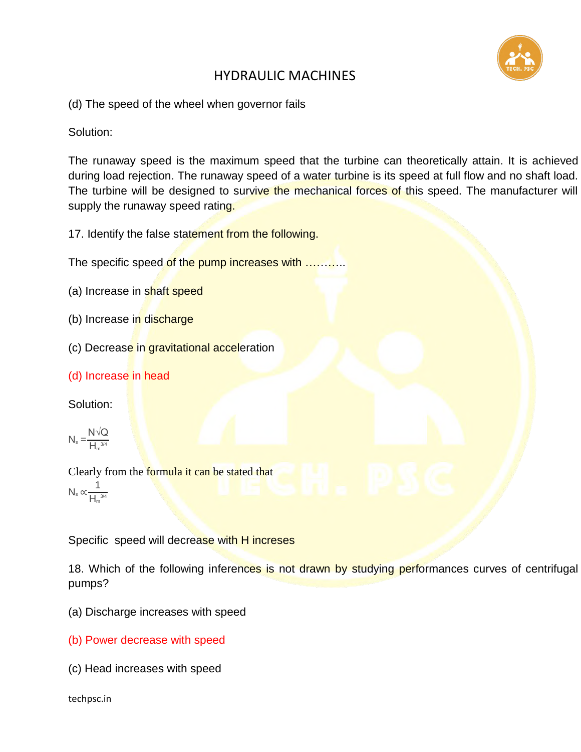(d) The speed of the wheel when governor fails

Solution:

The runaway speed is the maximum speed that the turbine can theoretically attain. It is achieved during load rejection. The runaway speed of a water turbine is its speed at full flow and no shaft load. The turbine will be designed to survive the mechanical forces of this speed. The manufacturer will supply the runaway speed rating.

17. Identify the false statement from the following.

The specific speed of the pump increases with ………..

(a) Increase in shaft speed

(b) Increase in discharge

(c) Decrease in gravitational acceleration

(d) Increase in head

Solution:

$$N_s = \frac{N\sqrt{Q}}{H_m^{3/4}}$$

Clearly from the formula it can be stated that

$$N_s \propto \frac{1}{H_m^{3/4}}$$

Specific speed will decrease with H increases

18. Which of the following inferences is not drawn by studying performances curves of centrifugal pumps?

(a) Discharge increases with speed

(b) Power decrease with speed

(c) Head increases with speed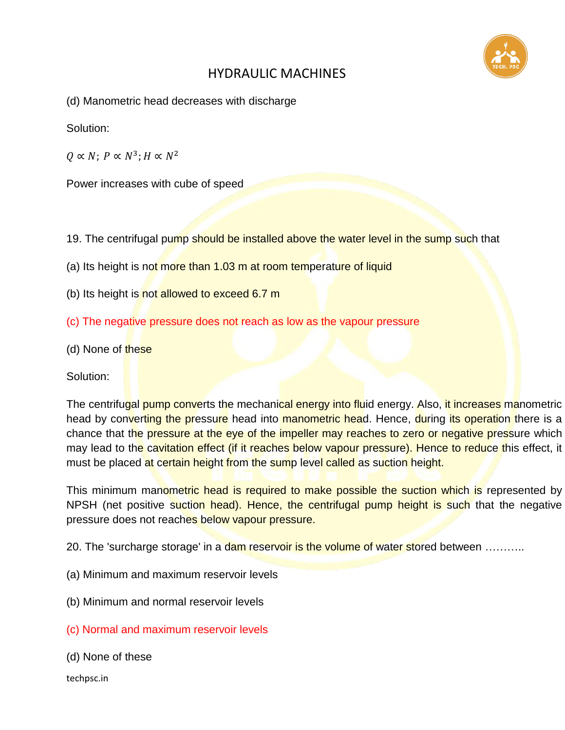(d) Manometric head decreases with discharge

Solution:

$Q \propto N;\ P \propto N^3; H \propto N^2$

Power increases with cube of speed

19. The centrifugal pump should be installed above the water level in the sump such that

(a) Its height is not more than 1.03 m at room temperature of liquid

(b) Its height is not allowed to exceed 6.7 m

(c) The negative pressure does not reach as low as the vapour pressure

(d) None of these

Solution:

The centrifugal pump converts the mechanical energy into fluid energy. Also, it increases manometric head by converting the pressure head into manometric head. Hence, during its operation there is a chance that the pressure at the eye of the impeller may reaches to zero or negative pressure which may lead to the cavitation effect (if it reaches below vapour pressure). Hence to reduce this effect, it must be placed at certain height from the sump level called as suction height.

This minimum manometric head is required to make possible the suction which is represented by NPSH (net positive suction head). Hence, the centrifugal pump height is such that the negative pressure does not reaches below vapour pressure.

20. The 'surcharge storage' in a dam reservoir is the volume of water stored between ………..

(a) Minimum and maximum reservoir levels

(b) Minimum and normal reservoir levels

(c) Normal and maximum reservoir levels

(d) None of these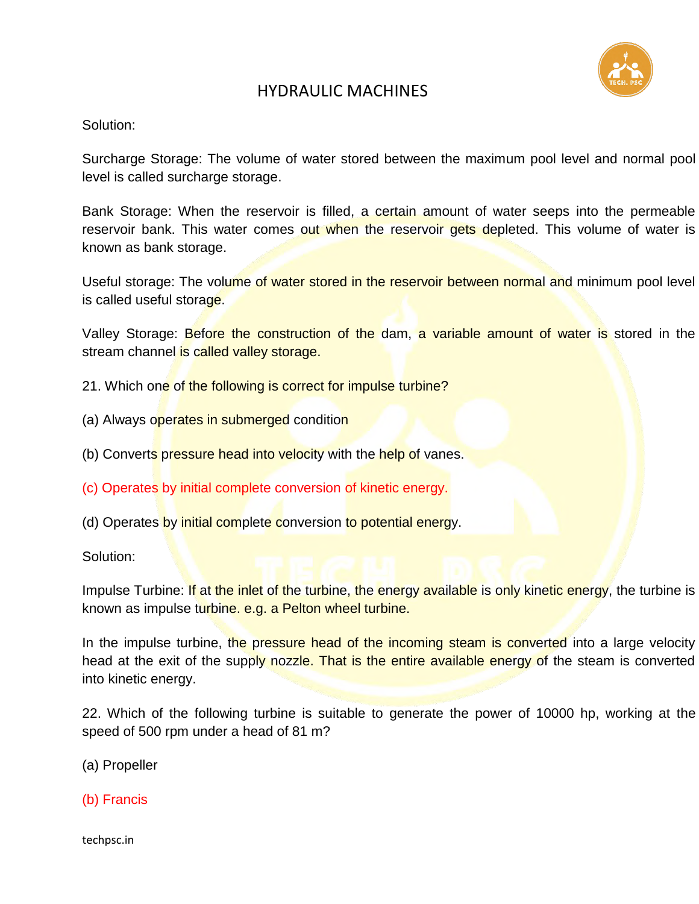Solution:

Surcharge Storage: The volume of water stored between the maximum pool level and normal pool level is called surcharge storage.

Bank Storage: When the reservoir is filled, a certain amount of water seeps into the permeable reservoir bank. This water comes out when the reservoir gets depleted. This volume of water is known as bank storage.

Useful storage: The volume of water stored in the reservoir between normal and minimum pool level is called useful storage.

Valley Storage: Before the construction of the dam, a variable amount of water is stored in the stream channel is called valley storage.

21. Which one of the following is correct for impulse turbine?

(a) Always operates in submerged condition

(b) Converts pressure head into velocity with the help of vanes.

(c) Operates by initial complete conversion of kinetic energy.

(d) Operates by initial complete conversion to potential energy.

Solution:

Impulse Turbine: If at the inlet of the turbine, the energy available is only kinetic energy, the turbine is known as impulse turbine. e.g. a Pelton wheel turbine.

In the impulse turbine, the pressure head of the incoming steam is converted into a large velocity head at the exit of the supply nozzle. That is the entire available energy of the steam is converted into kinetic energy.

22. Which of the following turbine is suitable to generate the power of 10000 hp, working at the speed of 500 rpm under a head of 81 m?

(a) Propeller

(b) Francis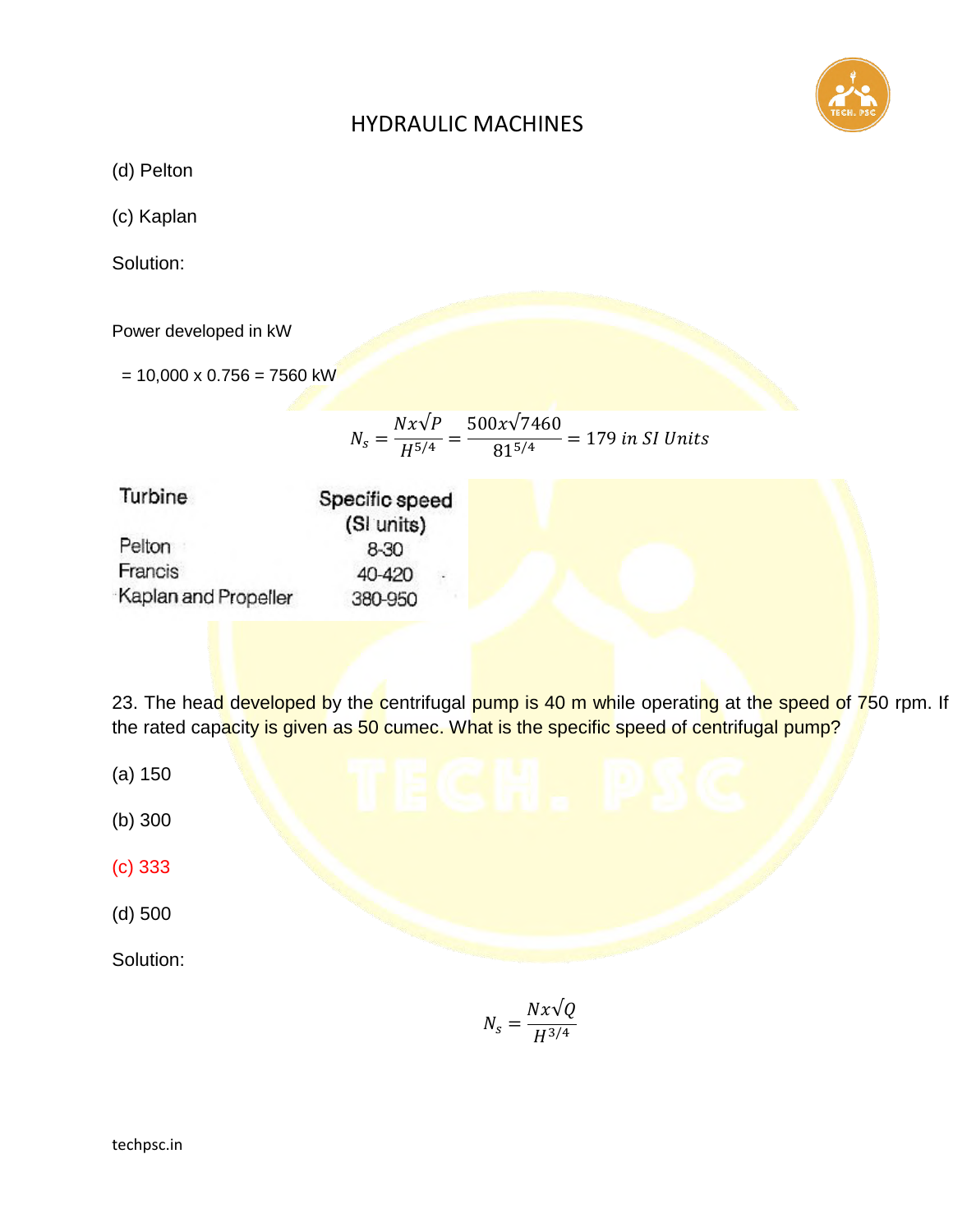(d) Pelton

(c) Kaplan

Solution:

Power developed in kW

= 10,000 x 0.756 = 7560 kW

$$N_s = \frac{N x \sqrt{P}}{H^{5/4}} = \frac{500 x \sqrt{7460}}{81^{5/4}} = 179 \; in \; SI \; Units$$

| Turbine | Specific speed (SI units) |
| --- | --- |
| Pelton | 8-30 |
| Francis | 40-420 |
| Kaplan and Propeller | 380-950 |

23. The head developed by the centrifugal pump is 40 m while operating at the speed of 750 rpm. If the rated capacity is given as 50 cumec. What is the specific speed of centrifugal pump?

(a) 150

(b) 300

(c) 333

(d) 500

Solution:

$$N_s = \frac{N x \sqrt{Q}}{H^{3/4}}$$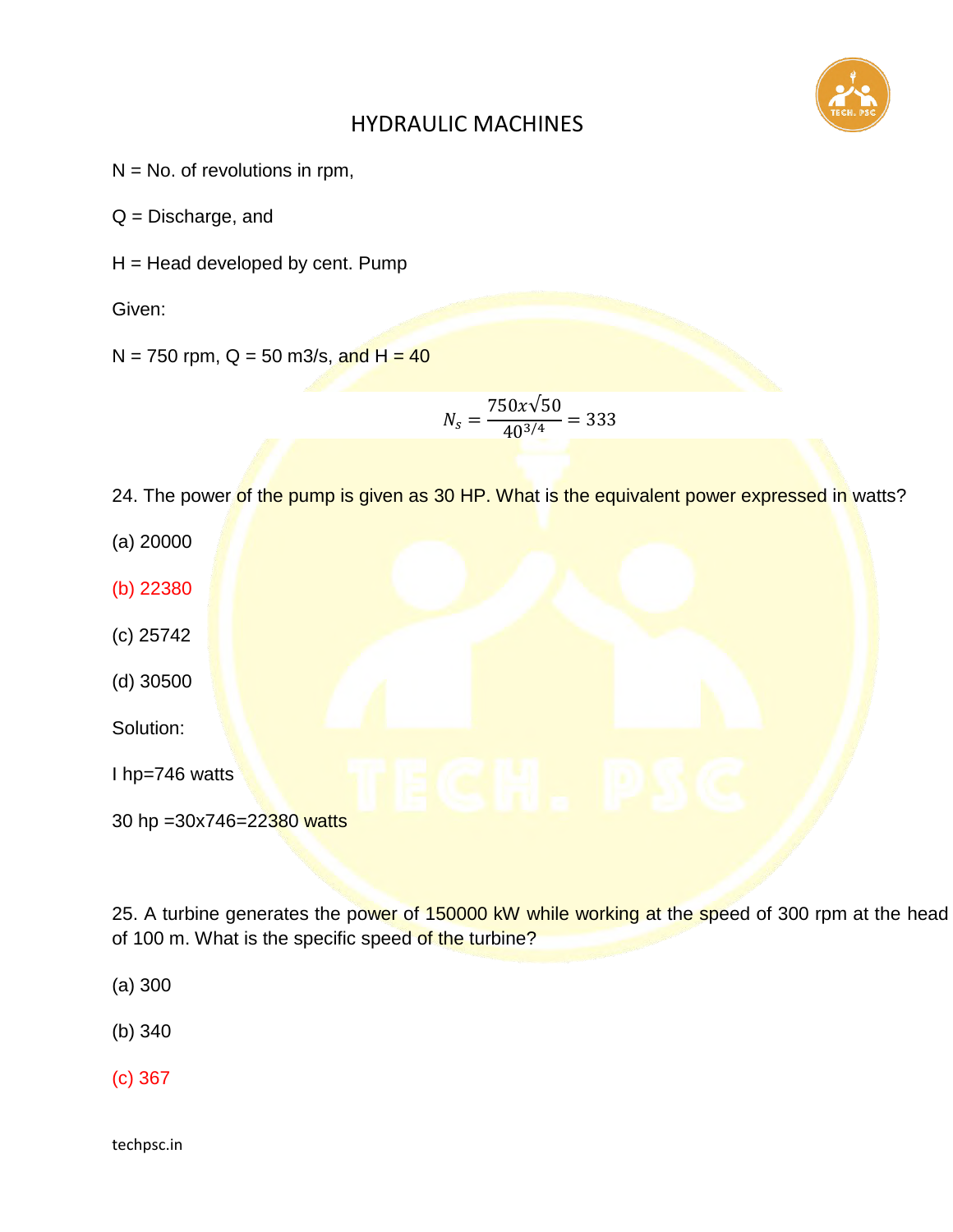N = No. of revolutions in rpm,

Q = Discharge, and

H = Head developed by cent. Pump

Given:

N = 750 rpm, Q = 50 m3/s, and H = 40

$$N_s = \frac{750x\sqrt{50}}{40^{3/4}} = 333$$

24. The power of the pump is given as 30 HP. What is the equivalent power expressed in watts?

(a) 20000

(b) 22380

(c) 25742

(d) 30500

Solution:

I hp=746 watts

30 hp =30x746=22380 watts

25. A turbine generates the power of 150000 kW while working at the speed of 300 rpm at the head of 100 m. What is the specific speed of the turbine?

(a) 300

(b) 340

(c) 367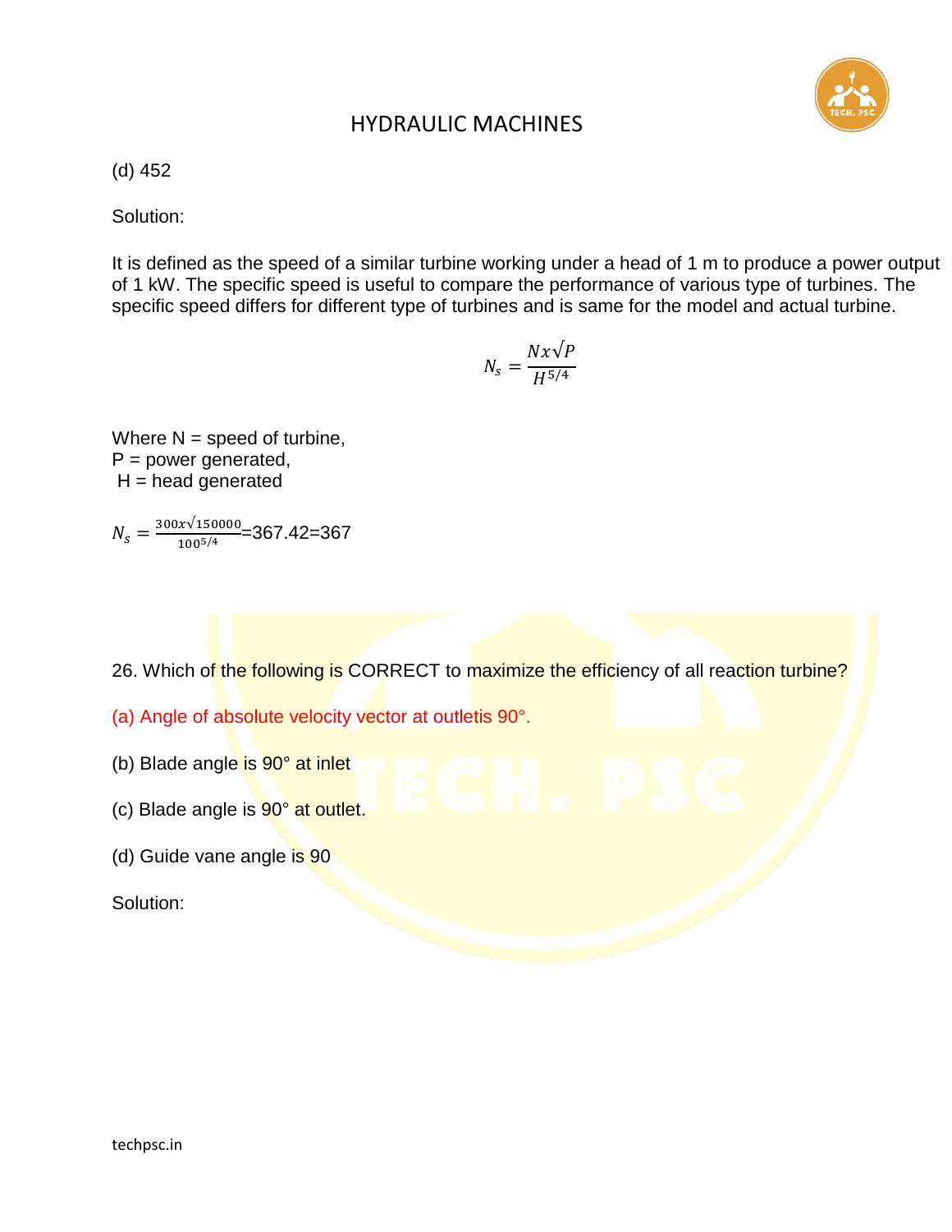(d) 452

Solution:

It is defined as the speed of a similar turbine working under a head of 1 m to produce a power output of 1 kW. The specific speed is useful to compare the performance of various type of turbines. The specific speed differs for different type of turbines and is same for the model and actual turbine.

$$N_s = \frac{Nx\sqrt{P}}{H^{5/4}}$$

Where N = speed of turbine,
P = power generated,
H = head generated

$N_s = \frac{300x\sqrt{150000}}{100^{5/4}}$=367.42=367

26. Which of the following is CORRECT to maximize the efficiency of all reaction turbine?

(a) Angle of absolute velocity vector at outletis 90°.

(b) Blade angle is 90° at inlet

(c) Blade angle is 90° at outlet.

(d) Guide vane angle is 90

Solution: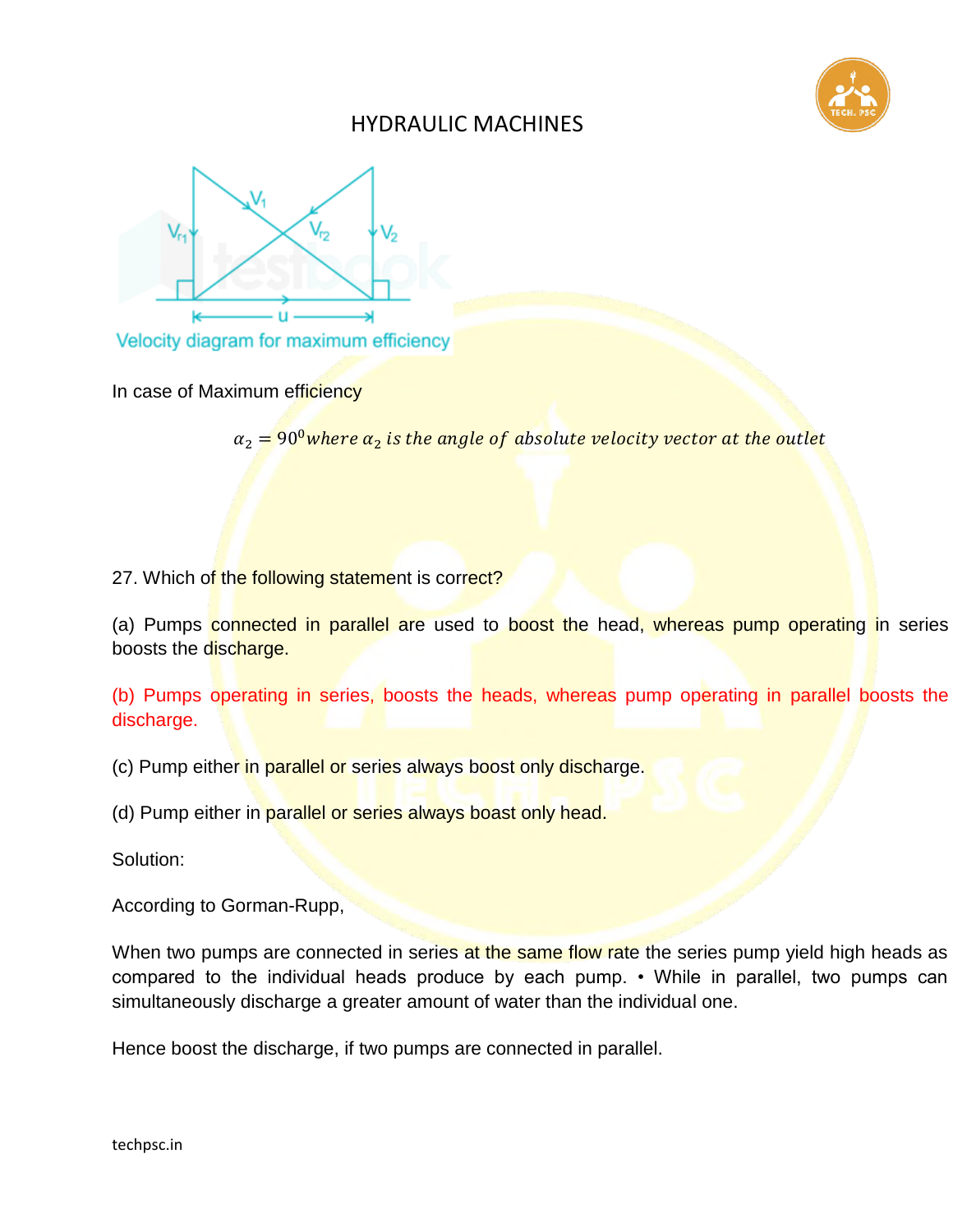In case of Maximum efficiency

$$\alpha_2 = 90^0 \text{ where } \alpha_2 \text{ is the angle of absolute velocity vector at the outlet}$$

27. Which of the following statement is correct?

(a) Pumps connected in parallel are used to boost the head, whereas pump operating in series boosts the discharge.

(b) Pumps operating in series, boosts the heads, whereas pump operating in parallel boosts the discharge.

(c) Pump either in parallel or series always boost only discharge.

(d) Pump either in parallel or series always boast only head.

Solution:

According to Gorman-Rupp,

When two pumps are connected in series at the same flow rate the series pump yield high heads as compared to the individual heads produce by each pump. • While in parallel, two pumps can simultaneously discharge a greater amount of water than the individual one.

Hence boost the discharge, if two pumps are connected in parallel.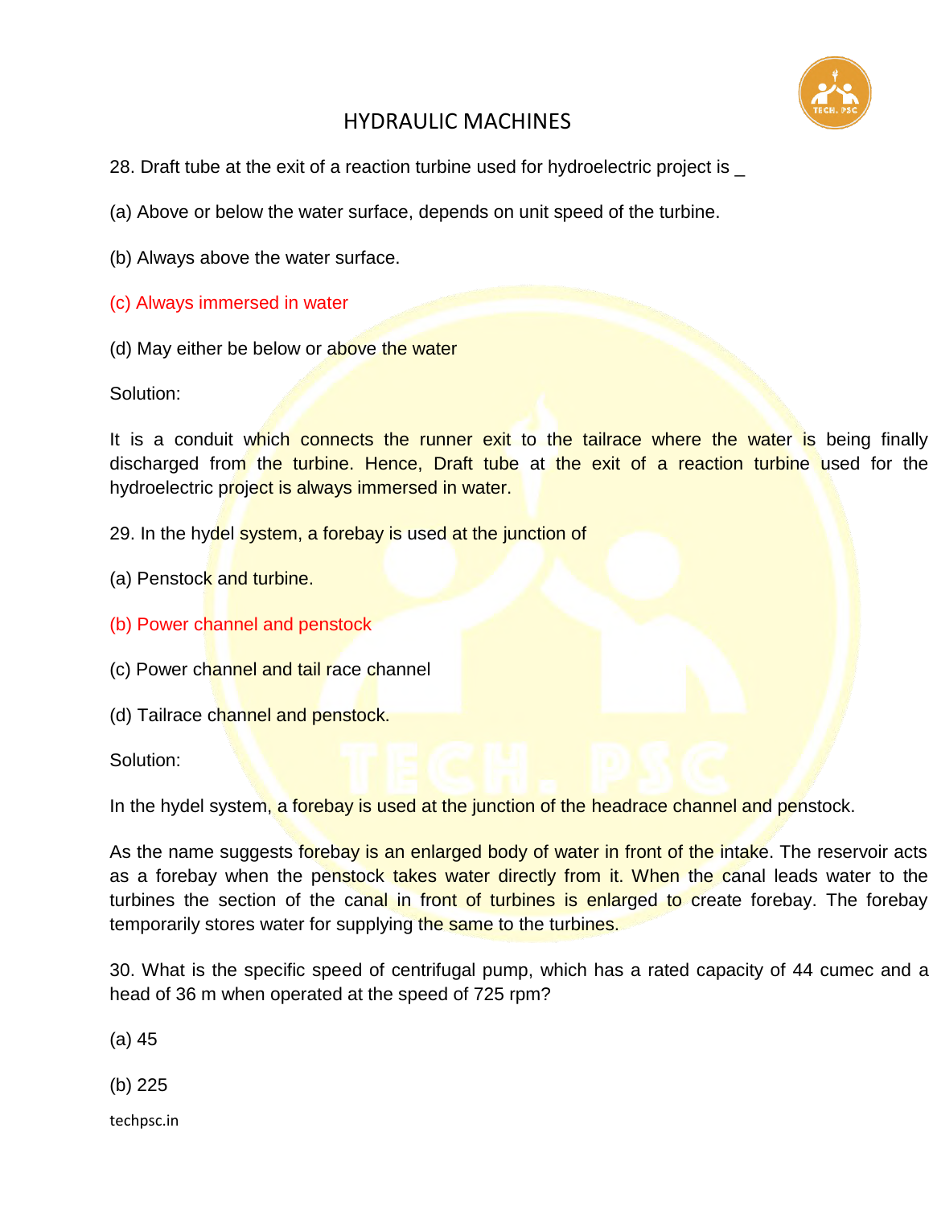# HYDRAULIC MACHINES

28. Draft tube at the exit of a reaction turbine used for hydroelectric project is _

(a) Above or below the water surface, depends on unit speed of the turbine.

(b) Always above the water surface.

(c) Always immersed in water

(d) May either be below or above the water

Solution:

It is a conduit which connects the runner exit to the tailrace where the water is being finally discharged from the turbine. Hence, Draft tube at the exit of a reaction turbine used for the hydroelectric project is always immersed in water.

29. In the hydel system, a forebay is used at the junction of

(a) Penstock and turbine.

(b) Power channel and penstock

(c) Power channel and tail race channel

(d) Tailrace channel and penstock.

Solution:

In the hydel system, a forebay is used at the junction of the headrace channel and penstock.

As the name suggests forebay is an enlarged body of water in front of the intake. The reservoir acts as a forebay when the penstock takes water directly from it. When the canal leads water to the turbines the section of the canal in front of turbines is enlarged to create forebay. The forebay temporarily stores water for supplying the same to the turbines.

30. What is the specific speed of centrifugal pump, which has a rated capacity of 44 cumec and a head of 36 m when operated at the speed of 725 rpm?

(a) 45

(b) 225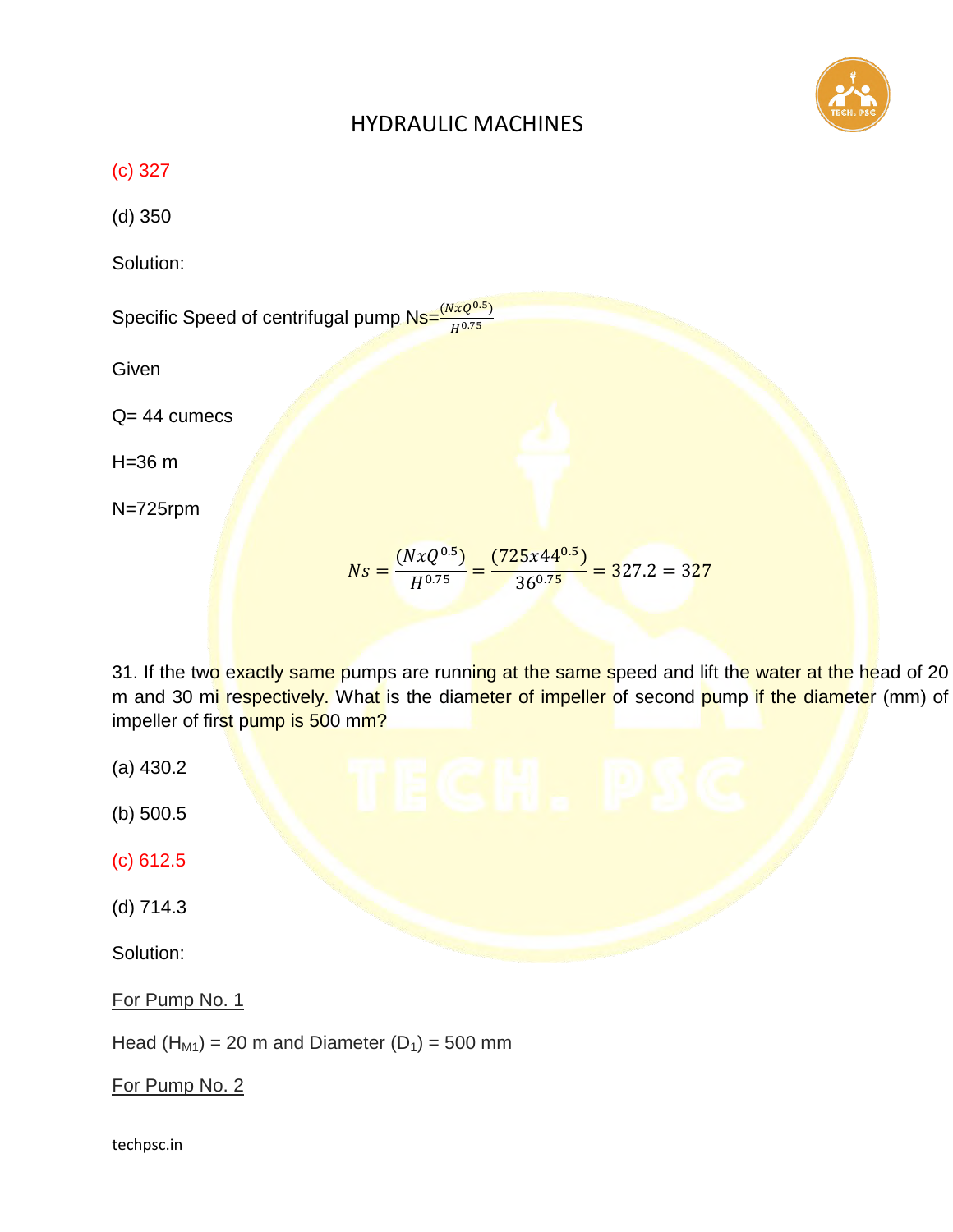(c) 327

(d) 350

Solution:

Specific Speed of centrifugal pump Ns=$\frac{(NxQ^{0.5})}{H^{0.75}}$

Given

Q= 44 cumecs

H=36 m

N=725rpm

$$Ns = \frac{(NxQ^{0.5})}{H^{0.75}} = \frac{(725x44^{0.5})}{36^{0.75}} = 327.2 = 327$$

31. If the two exactly same pumps are running at the same speed and lift the water at the head of 20 m and 30 mi respectively. What is the diameter of impeller of second pump if the diameter (mm) of impeller of first pump is 500 mm?

(a) 430.2

(b) 500.5

(c) 612.5

(d) 714.3

Solution:

For Pump No. 1

Head ($H_{M1}$) = 20 m and Diameter ($D_1$) = 500 mm

For Pump No. 2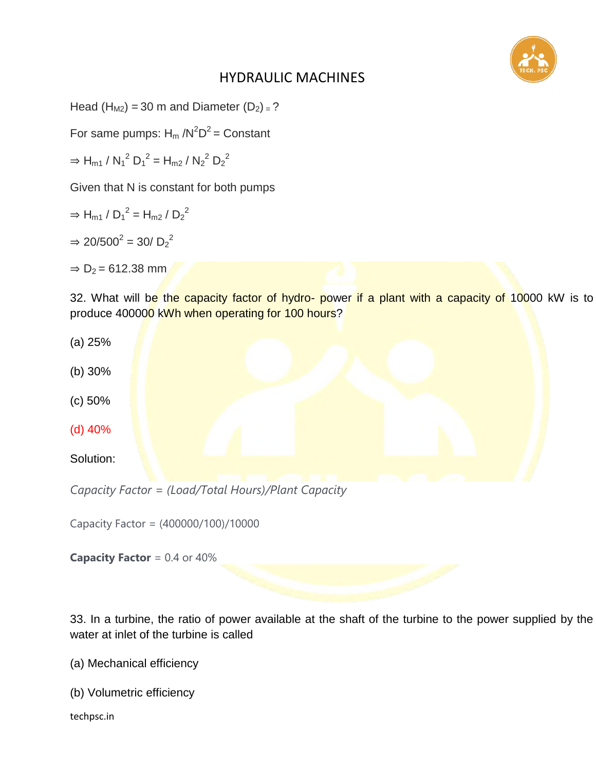Head ($H_{M2}$) = 30 m and Diameter ($D_2$) = ?

For same pumps: $H_m / N^2D^2$ = Constant

$\Rightarrow H_{m1} / N_1^2 D_1^2 = H_{m2} / N_2^2 D_2^2$

Given that N is constant for both pumps

$\Rightarrow H_{m1} / D_1^2 = H_{m2} / D_2^2$

$\Rightarrow 20/500^2 = 30/ D_2^2$

$\Rightarrow D_2 = 612.38$ mm

32. What will be the capacity factor of hydro- power if a plant with a capacity of 10000 kW is to produce 400000 kWh when operating for 100 hours?

(a) 25%

(b) 30%

(c) 50%

(d) 40%

Solution:

*Capacity Factor = (Load/Total Hours)/Plant Capacity*

Capacity Factor = (400000/100)/10000

**Capacity Factor** = 0.4 or 40%

33. In a turbine, the ratio of power available at the shaft of the turbine to the power supplied by the water at inlet of the turbine is called

(a) Mechanical efficiency

(b) Volumetric efficiency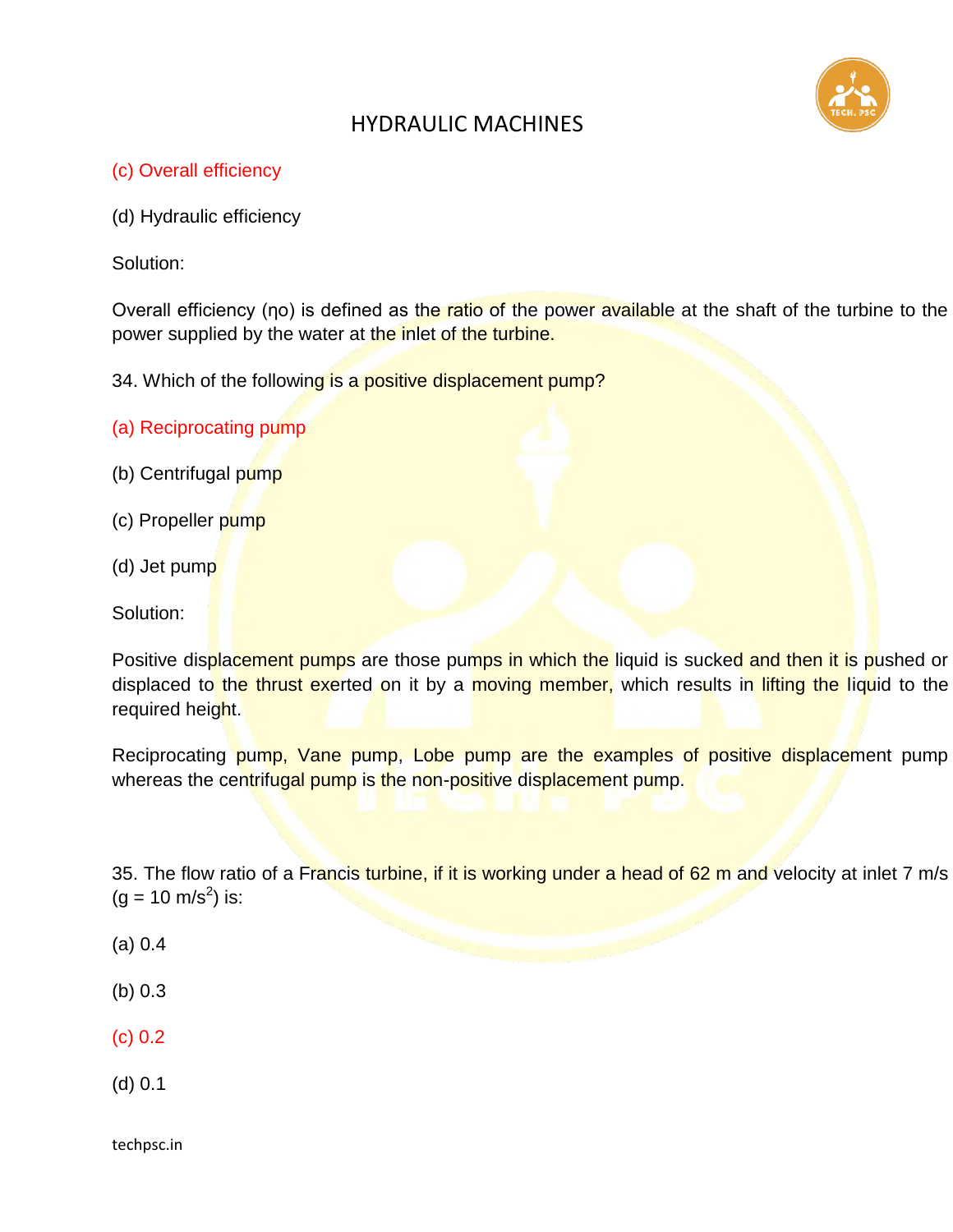(c) Overall efficiency

(d) Hydraulic efficiency

Solution:

Overall efficiency ($\eta o$) is defined as the ratio of the power available at the shaft of the turbine to the power supplied by the water at the inlet of the turbine.

34. Which of the following is a positive displacement pump?

(a) Reciprocating pump

(b) Centrifugal pump

(c) Propeller pump

(d) Jet pump

Solution:

Positive displacement pumps are those pumps in which the liquid is sucked and then it is pushed or displaced to the thrust exerted on it by a moving member, which results in lifting the liquid to the required height.

Reciprocating pump, Vane pump, Lobe pump are the examples of positive displacement pump whereas the centrifugal pump is the non-positive displacement pump.

35. The flow ratio of a Francis turbine, if it is working under a head of 62 m and velocity at inlet 7 m/s ($g = 10\ m/s^2$) is:

(a) 0.4

(b) 0.3

(c) 0.2

(d) 0.1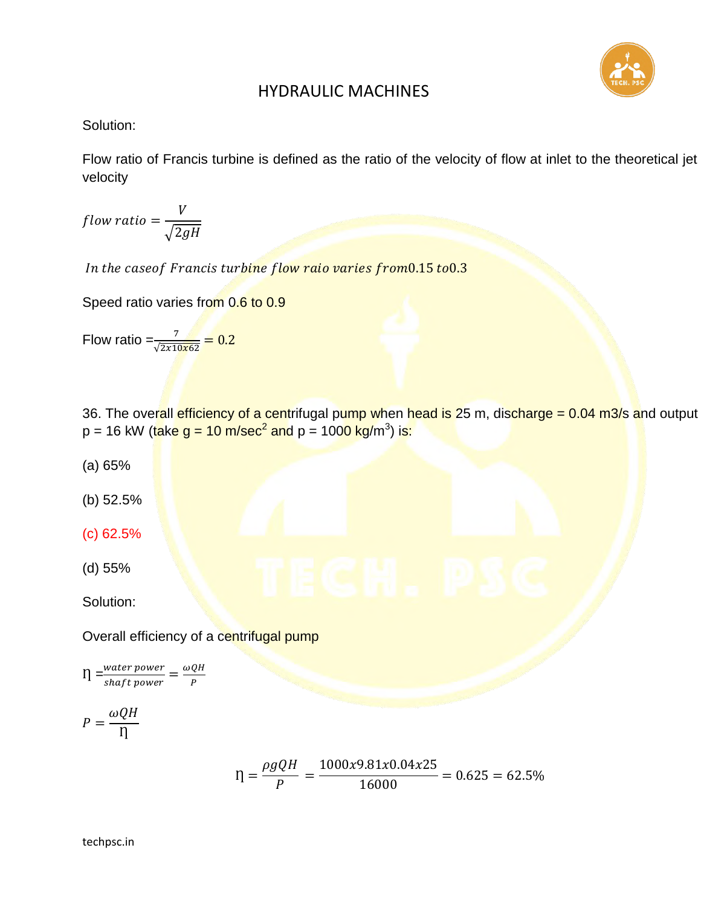# HYDRAULIC MACHINES

Solution:

Flow ratio of Francis turbine is defined as the ratio of the velocity of flow at inlet to the theoretical jet velocity

$$flow\ ratio = \frac{V}{\sqrt{2gH}}$$

$In\ the\ case of\ Francis\ turbine\ flow\ raio\ varies\ from 0.15\ to 0.3$

Speed ratio varies from 0.6 to 0.9

Flow ratio $= \frac{7}{\sqrt{2x10x62}} = 0.2$

36. The overall efficiency of a centrifugal pump when head is 25 m, discharge = 0.04 m3/s and output p = 16 kW (take g = 10 m/sec$^2$ and p = 1000 kg/m$^3$) is:

(a) 65%

(b) 52.5%

(c) 62.5%

(d) 55%

Solution:

Overall efficiency of a centrifugal pump

$$\eta = \frac{water\ power}{shaft\ power} = \frac{\omega QH}{P}$$

$$P = \frac{\omega QH}{\eta}$$

$$\eta = \frac{\rho g QH}{P} = \frac{1000x9.81x0.04x25}{16000} = 0.625 = 62.5\%$$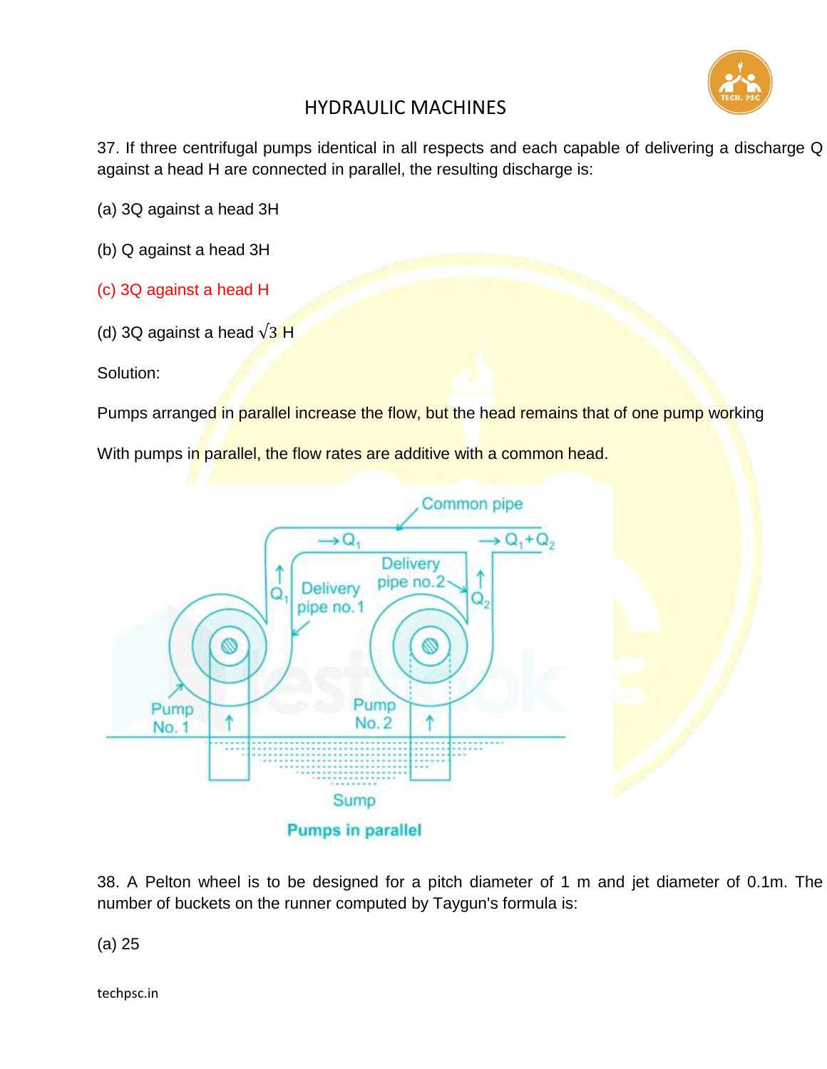# HYDRAULIC MACHINES

37. If three centrifugal pumps identical in all respects and each capable of delivering a discharge Q against a head H are connected in parallel, the resulting discharge is:

(a) 3Q against a head 3H

(b) Q against a head 3H

(c) 3Q against a head H

(d) 3Q against a head $\sqrt{3}$ H

Solution:

Pumps arranged in parallel increase the flow, but the head remains that of one pump working

With pumps in parallel, the flow rates are additive with a common head.

Pumps in parallel

38. A Pelton wheel is to be designed for a pitch diameter of 1 m and jet diameter of 0.1m. The number of buckets on the runner computed by Taygun's formula is:

(a) 25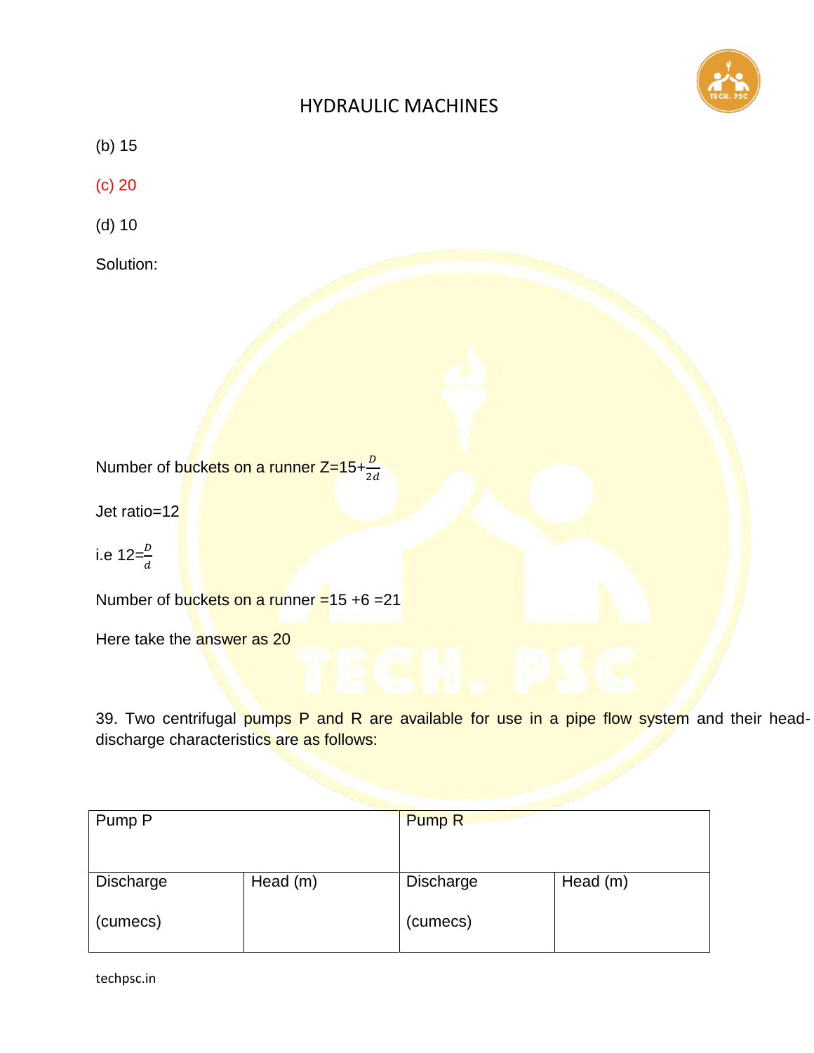(b) 15

(c) 20

(d) 10

Solution:

Number of buckets on a runner Z=15+$\frac{D}{2d}$

Jet ratio=12

i.e 12=$\frac{D}{d}$

Number of buckets on a runner =15 +6 =21

Here take the answer as 20

39. Two centrifugal pumps P and R are available for use in a pipe flow system and their head-discharge characteristics are as follows:

| Pump P | | Pump R | |
|---|---|---|---|
| Discharge (cumecs) | Head (m) | Discharge (cumecs) | Head (m) |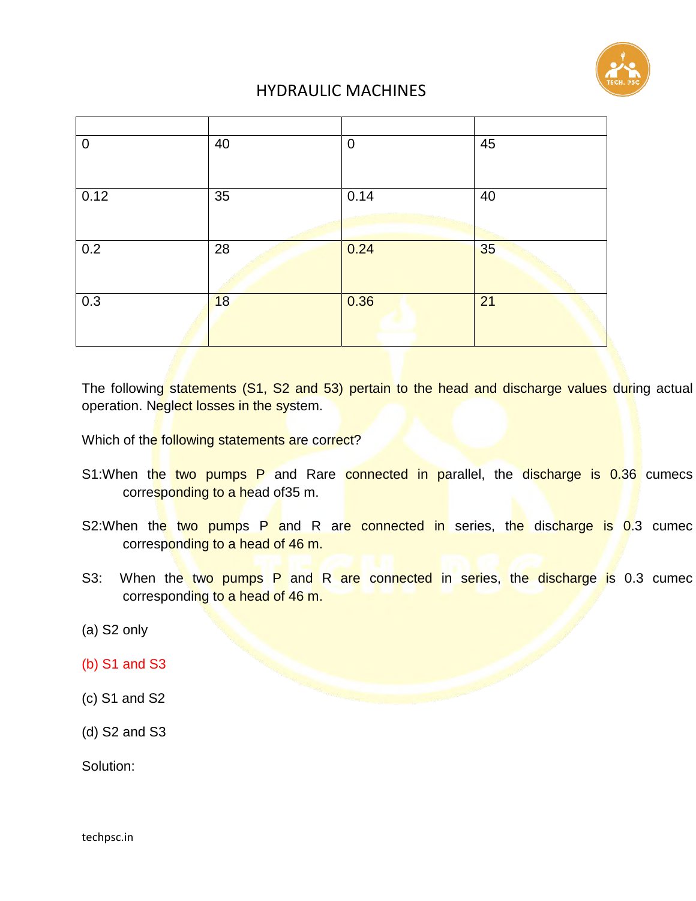# HYDRAULIC MACHINES

| | | | |
|---|---|---|---|
| 0 | 40 | 0 | 45 |
| 0.12 | 35 | 0.14 | 40 |
| 0.2 | 28 | 0.24 | 35 |
| 0.3 | 18 | 0.36 | 21 |

The following statements (S1, S2 and 53) pertain to the head and discharge values during actual operation. Neglect losses in the system.

Which of the following statements are correct?

S1:When the two pumps P and Rare connected in parallel, the discharge is 0.36 cumecs corresponding to a head of35 m.

S2:When the two pumps P and R are connected in series, the discharge is 0.3 cumec corresponding to a head of 46 m.

S3: When the two pumps P and R are connected in series, the discharge is 0.3 cumec corresponding to a head of 46 m.

(a) S2 only

(b) S1 and S3

(c) S1 and S2

(d) S2 and S3

Solution: